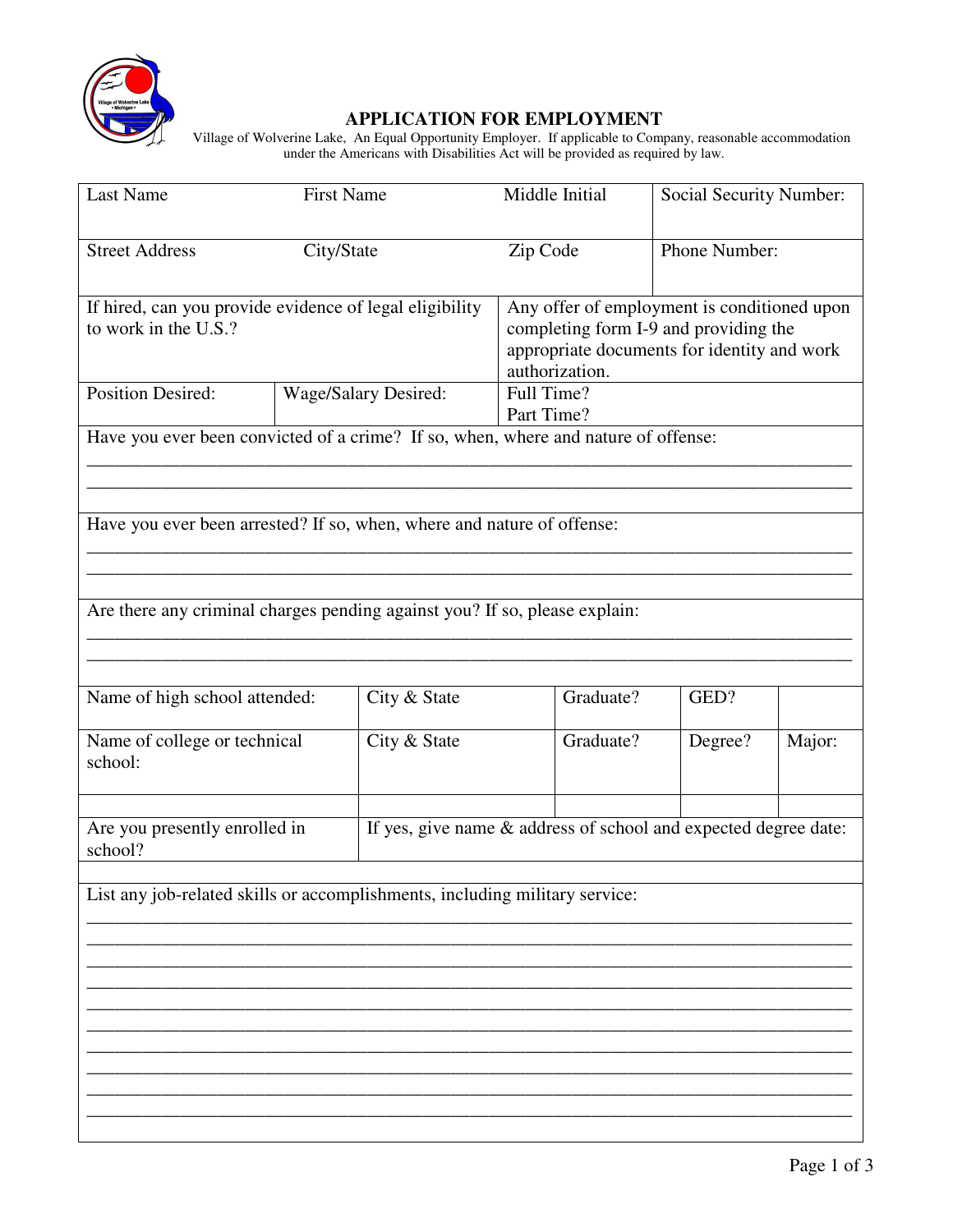# APPLICATION FOR EMPLOYMENT

Village of Wolverine Lake, An Equal Opportunity Employer. If applicable to Company, reasonable accommodation under the Americans with Disabilities Act will be provided as required by law.

| Last Name | First Name | Middle Initial | Social Security Number: |
|---|---|---|---|
| Street Address | City/State | Zip Code | Phone Number: |

| If hired, can you provide evidence of legal eligibility to work in the U.S.? | | Any offer of employment is conditioned upon completing form I-9 and providing the appropriate documents for identity and work authorization. |
|---|---|---|
| Position Desired: | Wage/Salary Desired: | Full Time?<br>Part Time? |

Have you ever been convicted of a crime? If so, when, where and nature of offense:

\_\_\_\_\_\_\_\_\_\_\_\_\_\_\_\_\_\_\_\_\_\_\_\_\_\_\_\_\_\_\_\_\_\_\_\_\_\_\_\_\_\_\_\_\_\_\_\_\_\_\_\_\_\_\_\_\_\_\_\_\_\_\_\_\_\_\_\_\_\_\_\_

\_\_\_\_\_\_\_\_\_\_\_\_\_\_\_\_\_\_\_\_\_\_\_\_\_\_\_\_\_\_\_\_\_\_\_\_\_\_\_\_\_\_\_\_\_\_\_\_\_\_\_\_\_\_\_\_\_\_\_\_\_\_\_\_\_\_\_\_\_\_\_\_

Have you ever been arrested? If so, when, where and nature of offense:

\_\_\_\_\_\_\_\_\_\_\_\_\_\_\_\_\_\_\_\_\_\_\_\_\_\_\_\_\_\_\_\_\_\_\_\_\_\_\_\_\_\_\_\_\_\_\_\_\_\_\_\_\_\_\_\_\_\_\_\_\_\_\_\_\_\_\_\_\_\_\_\_

\_\_\_\_\_\_\_\_\_\_\_\_\_\_\_\_\_\_\_\_\_\_\_\_\_\_\_\_\_\_\_\_\_\_\_\_\_\_\_\_\_\_\_\_\_\_\_\_\_\_\_\_\_\_\_\_\_\_\_\_\_\_\_\_\_\_\_\_\_\_\_\_

Are there any criminal charges pending against you? If so, please explain:

\_\_\_\_\_\_\_\_\_\_\_\_\_\_\_\_\_\_\_\_\_\_\_\_\_\_\_\_\_\_\_\_\_\_\_\_\_\_\_\_\_\_\_\_\_\_\_\_\_\_\_\_\_\_\_\_\_\_\_\_\_\_\_\_\_\_\_\_\_\_\_\_

\_\_\_\_\_\_\_\_\_\_\_\_\_\_\_\_\_\_\_\_\_\_\_\_\_\_\_\_\_\_\_\_\_\_\_\_\_\_\_\_\_\_\_\_\_\_\_\_\_\_\_\_\_\_\_\_\_\_\_\_\_\_\_\_\_\_\_\_\_\_\_\_

| Name of high school attended: | City & State | Graduate? | GED? | |
|---|---|---|---|---|
| Name of college or technical school: | City & State | Graduate? | Degree? | Major: |
| | | | | |
| Are you presently enrolled in school? | If yes, give name & address of school and expected degree date: | | | |

List any job-related skills or accomplishments, including military service:

\_\_\_\_\_\_\_\_\_\_\_\_\_\_\_\_\_\_\_\_\_\_\_\_\_\_\_\_\_\_\_\_\_\_\_\_\_\_\_\_\_\_\_\_\_\_\_\_\_\_\_\_\_\_\_\_\_\_\_\_\_\_\_\_\_\_\_\_\_\_\_\_

\_\_\_\_\_\_\_\_\_\_\_\_\_\_\_\_\_\_\_\_\_\_\_\_\_\_\_\_\_\_\_\_\_\_\_\_\_\_\_\_\_\_\_\_\_\_\_\_\_\_\_\_\_\_\_\_\_\_\_\_\_\_\_\_\_\_\_\_\_\_\_\_

\_\_\_\_\_\_\_\_\_\_\_\_\_\_\_\_\_\_\_\_\_\_\_\_\_\_\_\_\_\_\_\_\_\_\_\_\_\_\_\_\_\_\_\_\_\_\_\_\_\_\_\_\_\_\_\_\_\_\_\_\_\_\_\_\_\_\_\_\_\_\_\_

\_\_\_\_\_\_\_\_\_\_\_\_\_\_\_\_\_\_\_\_\_\_\_\_\_\_\_\_\_\_\_\_\_\_\_\_\_\_\_\_\_\_\_\_\_\_\_\_\_\_\_\_\_\_\_\_\_\_\_\_\_\_\_\_\_\_\_\_\_\_\_\_

\_\_\_\_\_\_\_\_\_\_\_\_\_\_\_\_\_\_\_\_\_\_\_\_\_\_\_\_\_\_\_\_\_\_\_\_\_\_\_\_\_\_\_\_\_\_\_\_\_\_\_\_\_\_\_\_\_\_\_\_\_\_\_\_\_\_\_\_\_\_\_\_

\_\_\_\_\_\_\_\_\_\_\_\_\_\_\_\_\_\_\_\_\_\_\_\_\_\_\_\_\_\_\_\_\_\_\_\_\_\_\_\_\_\_\_\_\_\_\_\_\_\_\_\_\_\_\_\_\_\_\_\_\_\_\_\_\_\_\_\_\_\_\_\_

\_\_\_\_\_\_\_\_\_\_\_\_\_\_\_\_\_\_\_\_\_\_\_\_\_\_\_\_\_\_\_\_\_\_\_\_\_\_\_\_\_\_\_\_\_\_\_\_\_\_\_\_\_\_\_\_\_\_\_\_\_\_\_\_\_\_\_\_\_\_\_\_

\_\_\_\_\_\_\_\_\_\_\_\_\_\_\_\_\_\_\_\_\_\_\_\_\_\_\_\_\_\_\_\_\_\_\_\_\_\_\_\_\_\_\_\_\_\_\_\_\_\_\_\_\_\_\_\_\_\_\_\_\_\_\_\_\_\_\_\_\_\_\_\_

\_\_\_\_\_\_\_\_\_\_\_\_\_\_\_\_\_\_\_\_\_\_\_\_\_\_\_\_\_\_\_\_\_\_\_\_\_\_\_\_\_\_\_\_\_\_\_\_\_\_\_\_\_\_\_\_\_\_\_\_\_\_\_\_\_\_\_\_\_\_\_\_

\_\_\_\_\_\_\_\_\_\_\_\_\_\_\_\_\_\_\_\_\_\_\_\_\_\_\_\_\_\_\_\_\_\_\_\_\_\_\_\_\_\_\_\_\_\_\_\_\_\_\_\_\_\_\_\_\_\_\_\_\_\_\_\_\_\_\_\_\_\_\_\_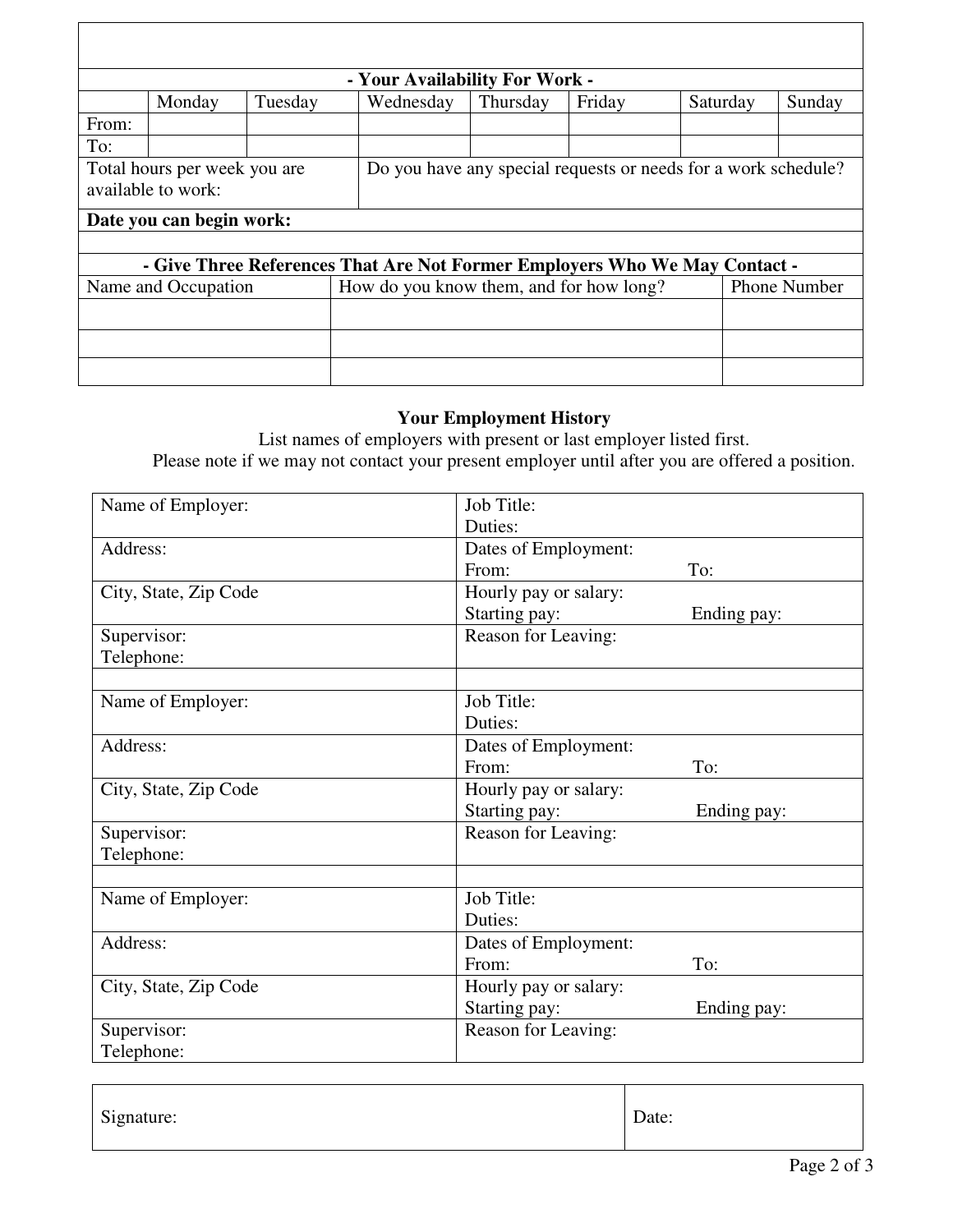## - Your Availability For Work -

| | Monday | Tuesday | Wednesday | Thursday | Friday | Saturday | Sunday |
|---|---|---|---|---|---|---|---|
| From: | | | | | | | |
| To: | | | | | | | |

| Total hours per week you are available to work: | Do you have any special requests or needs for a work schedule? |
|---|---|

**Date you can begin work:**

## - Give Three References That Are Not Former Employers Who We May Contact -

| Name and Occupation | How do you know them, and for how long? | Phone Number |
|---|---|---|
| | | |
| | | |
| | | |

## Your Employment History

List names of employers with present or last employer listed first.
Please note if we may not contact your present employer until after you are offered a position.

| | |
|---|---|
| Name of Employer: | Job Title:<br>Duties: |
| Address: | Dates of Employment:<br>From: To: |
| City, State, Zip Code | Hourly pay or salary:<br>Starting pay: Ending pay: |
| Supervisor:<br>Telephone: | Reason for Leaving: |
| | |
| Name of Employer: | Job Title:<br>Duties: |
| Address: | Dates of Employment:<br>From: To: |
| City, State, Zip Code | Hourly pay or salary:<br>Starting pay: Ending pay: |
| Supervisor:<br>Telephone: | Reason for Leaving: |
| | |
| Name of Employer: | Job Title:<br>Duties: |
| Address: | Dates of Employment:<br>From: To: |
| City, State, Zip Code | Hourly pay or salary:<br>Starting pay: Ending pay: |
| Supervisor:<br>Telephone: | Reason for Leaving: |

| Signature: | Date: |
|---|---|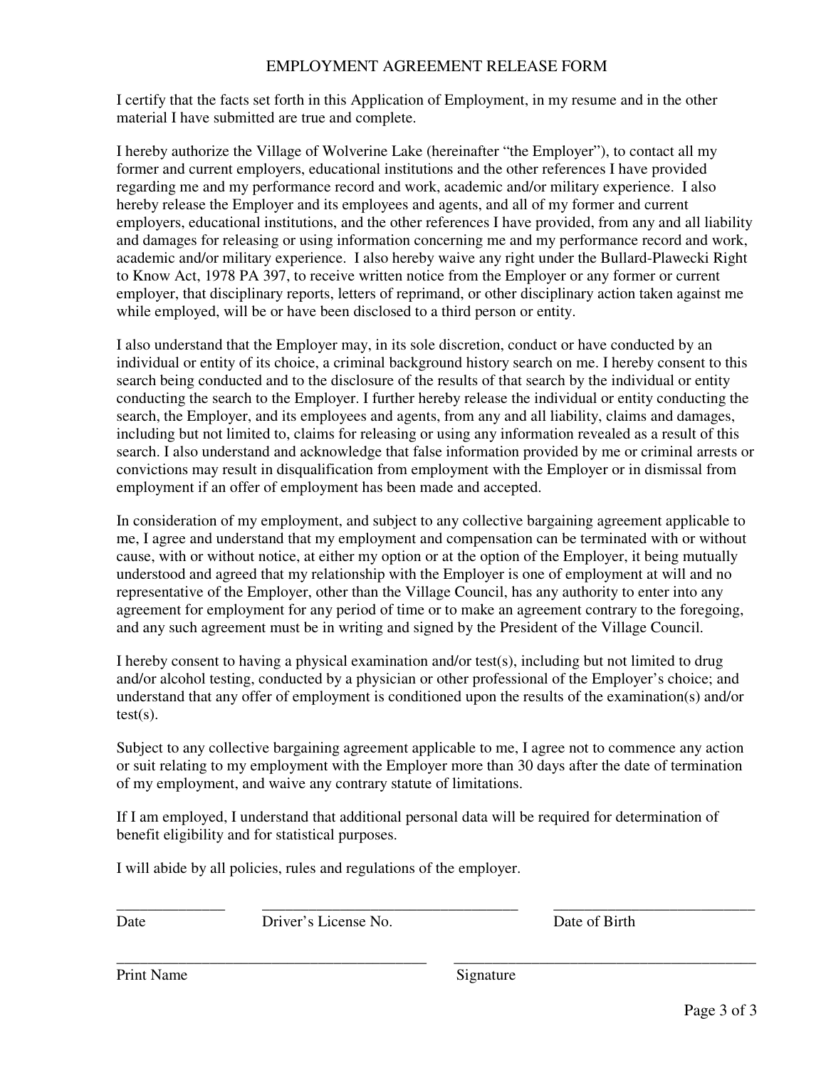# EMPLOYMENT AGREEMENT RELEASE FORM

I certify that the facts set forth in this Application of Employment, in my resume and in the other material I have submitted are true and complete.

I hereby authorize the Village of Wolverine Lake (hereinafter "the Employer"), to contact all my former and current employers, educational institutions and the other references I have provided regarding me and my performance record and work, academic and/or military experience. I also hereby release the Employer and its employees and agents, and all of my former and current employers, educational institutions, and the other references I have provided, from any and all liability and damages for releasing or using information concerning me and my performance record and work, academic and/or military experience. I also hereby waive any right under the Bullard-Plawecki Right to Know Act, 1978 PA 397, to receive written notice from the Employer or any former or current employer, that disciplinary reports, letters of reprimand, or other disciplinary action taken against me while employed, will be or have been disclosed to a third person or entity.

I also understand that the Employer may, in its sole discretion, conduct or have conducted by an individual or entity of its choice, a criminal background history search on me. I hereby consent to this search being conducted and to the disclosure of the results of that search by the individual or entity conducting the search to the Employer. I further hereby release the individual or entity conducting the search, the Employer, and its employees and agents, from any and all liability, claims and damages, including but not limited to, claims for releasing or using any information revealed as a result of this search. I also understand and acknowledge that false information provided by me or criminal arrests or convictions may result in disqualification from employment with the Employer or in dismissal from employment if an offer of employment has been made and accepted.

In consideration of my employment, and subject to any collective bargaining agreement applicable to me, I agree and understand that my employment and compensation can be terminated with or without cause, with or without notice, at either my option or at the option of the Employer, it being mutually understood and agreed that my relationship with the Employer is one of employment at will and no representative of the Employer, other than the Village Council, has any authority to enter into any agreement for employment for any period of time or to make an agreement contrary to the foregoing, and any such agreement must be in writing and signed by the President of the Village Council.

I hereby consent to having a physical examination and/or test(s), including but not limited to drug and/or alcohol testing, conducted by a physician or other professional of the Employer's choice; and understand that any offer of employment is conditioned upon the results of the examination(s) and/or test(s).

Subject to any collective bargaining agreement applicable to me, I agree not to commence any action or suit relating to my employment with the Employer more than 30 days after the date of termination of my employment, and waive any contrary statute of limitations.

If I am employed, I understand that additional personal data will be required for determination of benefit eligibility and for statistical purposes.

I will abide by all policies, rules and regulations of the employer.

______________ Date

___________________________________ Driver's License No.

___________________________ Date of Birth

________________________________________ Print Name

________________________________________ Signature